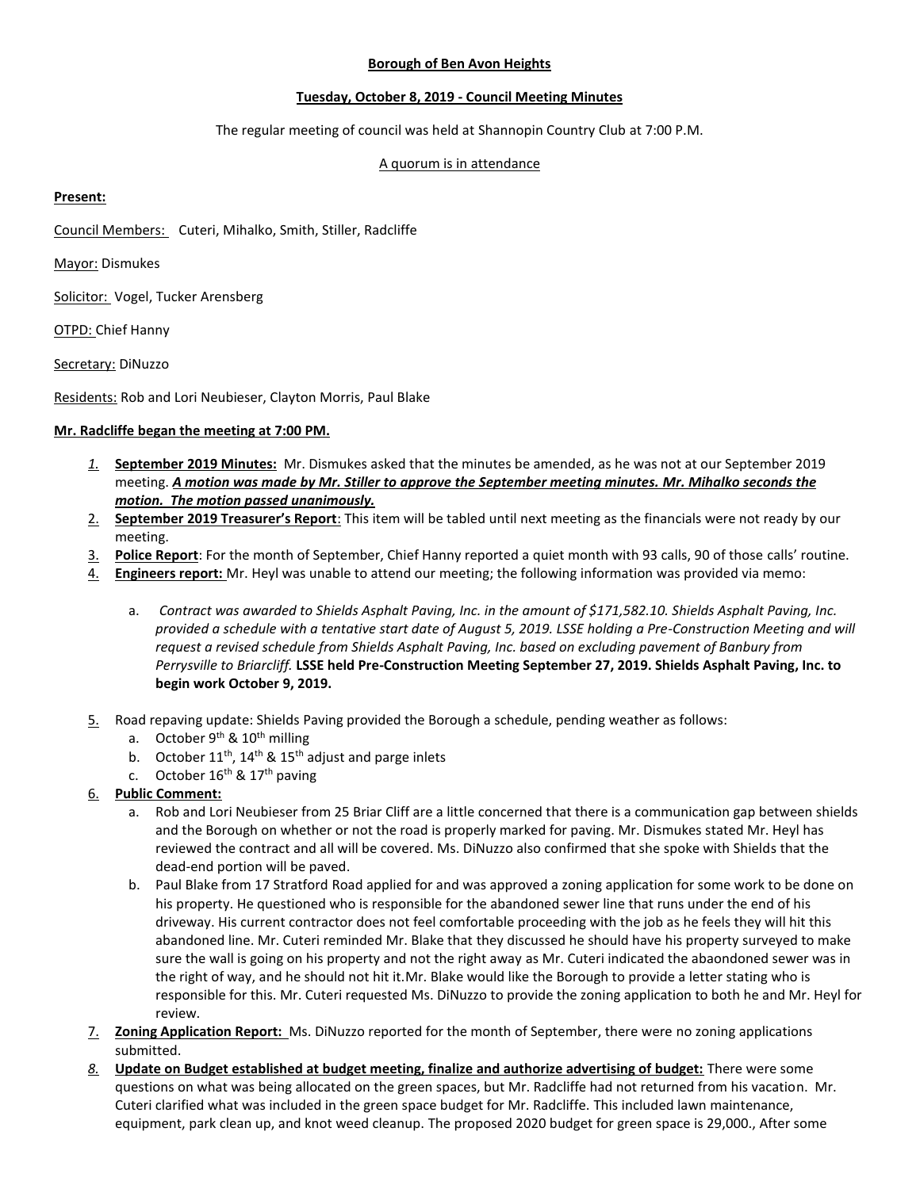**Borough of Ben Avon Heights**

**Tuesday, October 8, 2019 - Council Meeting Minutes**

The regular meeting of council was held at Shannopin Country Club at 7:00 P.M.

A quorum is in attendance

**Present:**

Council Members: Cuteri, Mihalko, Smith, Stiller, Radcliffe

Mayor: Dismukes

Solicitor: Vogel, Tucker Arensberg

OTPD: Chief Hanny

Secretary: DiNuzzo

Residents: Rob and Lori Neubieser, Clayton Morris, Paul Blake

**Mr. Radcliffe began the meeting at 7:00 PM.**

1. **September 2019 Minutes:** Mr. Dismukes asked that the minutes be amended, as he was not at our September 2019 meeting. ***A motion was made by Mr. Stiller to approve the September meeting minutes. Mr. Mihalko seconds the motion. The motion passed unanimously.***
2. **September 2019 Treasurer's Report**: This item will be tabled until next meeting as the financials were not ready by our meeting.
3. **Police Report**: For the month of September, Chief Hanny reported a quiet month with 93 calls, 90 of those calls' routine.
4. **Engineers report:** Mr. Heyl was unable to attend our meeting; the following information was provided via memo:
   a. *Contract was awarded to Shields Asphalt Paving, Inc. in the amount of $171,582.10. Shields Asphalt Paving, Inc. provided a schedule with a tentative start date of August 5, 2019. LSSE holding a Pre-Construction Meeting and will request a revised schedule from Shields Asphalt Paving, Inc. based on excluding pavement of Banbury from Perrysville to Briarcliff.* **LSSE held Pre-Construction Meeting September 27, 2019. Shields Asphalt Paving, Inc. to begin work October 9, 2019.**
5. Road repaving update: Shields Paving provided the Borough a schedule, pending weather as follows:
   a. October 9th & 10th milling
   b. October 11th, 14th & 15th adjust and parge inlets
   c. October 16th & 17th paving
6. **Public Comment:**
   a. Rob and Lori Neubieser from 25 Briar Cliff are a little concerned that there is a communication gap between shields and the Borough on whether or not the road is properly marked for paving. Mr. Dismukes stated Mr. Heyl has reviewed the contract and all will be covered. Ms. DiNuzzo also confirmed that she spoke with Shields that the dead-end portion will be paved.
   b. Paul Blake from 17 Stratford Road applied for and was approved a zoning application for some work to be done on his property. He questioned who is responsible for the abandoned sewer line that runs under the end of his driveway. His current contractor does not feel comfortable proceeding with the job as he feels they will hit this abandoned line. Mr. Cuteri reminded Mr. Blake that they discussed he should have his property surveyed to make sure the wall is going on his property and not the right away as Mr. Cuteri indicated the abaondoned sewer was in the right of way, and he should not hit it.Mr. Blake would like the Borough to provide a letter stating who is responsible for this. Mr. Cuteri requested Ms. DiNuzzo to provide the zoning application to both he and Mr. Heyl for review.
7. **Zoning Application Report:** Ms. DiNuzzo reported for the month of September, there were no zoning applications submitted.
8. **Update on Budget established at budget meeting, finalize and authorize advertising of budget:** There were some questions on what was being allocated on the green spaces, but Mr. Radcliffe had not returned from his vacation. Mr. Cuteri clarified what was included in the green space budget for Mr. Radcliffe. This included lawn maintenance, equipment, park clean up, and knot weed cleanup. The proposed 2020 budget for green space is 29,000., After some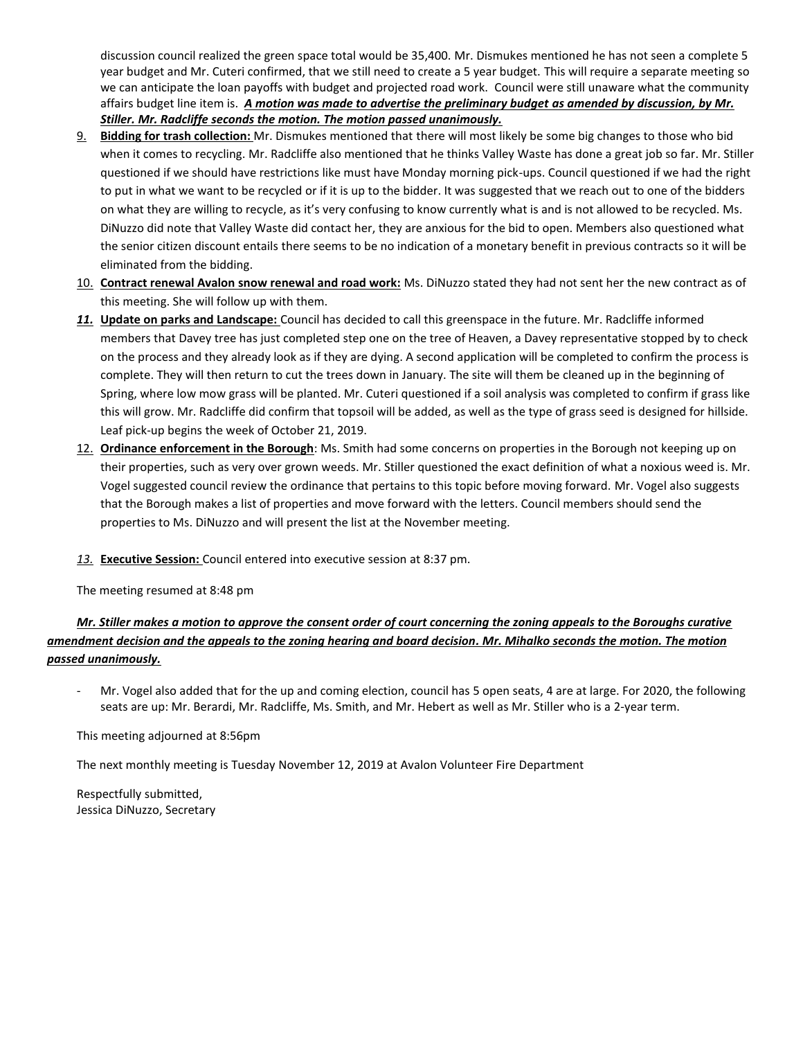discussion council realized the green space total would be 35,400. Mr. Dismukes mentioned he has not seen a complete 5 year budget and Mr. Cuteri confirmed, that we still need to create a 5 year budget. This will require a separate meeting so we can anticipate the loan payoffs with budget and projected road work. Council were still unaware what the community affairs budget line item is. ***A motion was made to advertise the preliminary budget as amended by discussion, by Mr. Stiller. Mr. Radcliffe seconds the motion. The motion passed unanimously.***

9. **Bidding for trash collection:** Mr. Dismukes mentioned that there will most likely be some big changes to those who bid when it comes to recycling. Mr. Radcliffe also mentioned that he thinks Valley Waste has done a great job so far. Mr. Stiller questioned if we should have restrictions like must have Monday morning pick-ups. Council questioned if we had the right to put in what we want to be recycled or if it is up to the bidder. It was suggested that we reach out to one of the bidders on what they are willing to recycle, as it's very confusing to know currently what is and is not allowed to be recycled. Ms. DiNuzzo did note that Valley Waste did contact her, they are anxious for the bid to open. Members also questioned what the senior citizen discount entails there seems to be no indication of a monetary benefit in previous contracts so it will be eliminated from the bidding.
10. **Contract renewal Avalon snow renewal and road work:** Ms. DiNuzzo stated they had not sent her the new contract as of this meeting. She will follow up with them.
11. **Update on parks and Landscape:** Council has decided to call this greenspace in the future. Mr. Radcliffe informed members that Davey tree has just completed step one on the tree of Heaven, a Davey representative stopped by to check on the process and they already look as if they are dying. A second application will be completed to confirm the process is complete. They will then return to cut the trees down in January. The site will them be cleaned up in the beginning of Spring, where low mow grass will be planted. Mr. Cuteri questioned if a soil analysis was completed to confirm if grass like this will grow. Mr. Radcliffe did confirm that topsoil will be added, as well as the type of grass seed is designed for hillside. Leaf pick-up begins the week of October 21, 2019.
12. **Ordinance enforcement in the Borough**: Ms. Smith had some concerns on properties in the Borough not keeping up on their properties, such as very over grown weeds. Mr. Stiller questioned the exact definition of what a noxious weed is. Mr. Vogel suggested council review the ordinance that pertains to this topic before moving forward. Mr. Vogel also suggests that the Borough makes a list of properties and move forward with the letters. Council members should send the properties to Ms. DiNuzzo and will present the list at the November meeting.

13. **Executive Session:** Council entered into executive session at 8:37 pm.

The meeting resumed at 8:48 pm

***Mr. Stiller makes a motion to approve the consent order of court concerning the zoning appeals to the Boroughs curative amendment decision and the appeals to the zoning hearing and board decision. Mr. Mihalko seconds the motion. The motion passed unanimously.***

- Mr. Vogel also added that for the up and coming election, council has 5 open seats, 4 are at large. For 2020, the following seats are up: Mr. Berardi, Mr. Radcliffe, Ms. Smith, and Mr. Hebert as well as Mr. Stiller who is a 2-year term.

This meeting adjourned at 8:56pm

The next monthly meeting is Tuesday November 12, 2019 at Avalon Volunteer Fire Department

Respectfully submitted,
Jessica DiNuzzo, Secretary